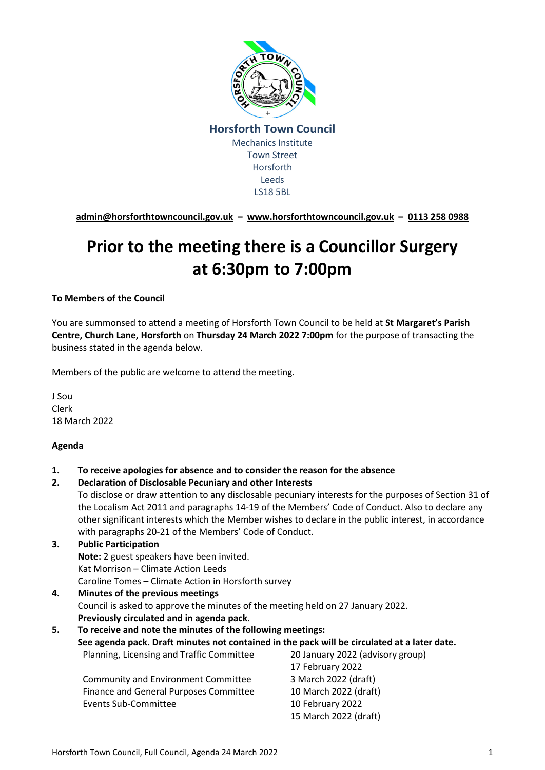**Horsforth Town Council**
Mechanics Institute
Town Street
Horsforth
Leeds
LS18 5BL

**admin@horsforthtowncouncil.gov.uk – www.horsforthtowncouncil.gov.uk – 0113 258 0988**

# Prior to the meeting there is a Councillor Surgery at 6:30pm to 7:00pm

**To Members of the Council**

You are summonsed to attend a meeting of Horsforth Town Council to be held at **St Margaret's Parish Centre, Church Lane, Horsforth** on **Thursday 24 March 2022 7:00pm** for the purpose of transacting the business stated in the agenda below.

Members of the public are welcome to attend the meeting.

J Sou
Clerk
18 March 2022

**Agenda**

1. **To receive apologies for absence and to consider the reason for the absence**
2. **Declaration of Disclosable Pecuniary and other Interests**
   To disclose or draw attention to any disclosable pecuniary interests for the purposes of Section 31 of the Localism Act 2011 and paragraphs 14-19 of the Members' Code of Conduct. Also to declare any other significant interests which the Member wishes to declare in the public interest, in accordance with paragraphs 20-21 of the Members' Code of Conduct.
3. **Public Participation**
   **Note:** 2 guest speakers have been invited.
   Kat Morrison – Climate Action Leeds
   Caroline Tomes – Climate Action in Horsforth survey
4. **Minutes of the previous meetings**
   Council is asked to approve the minutes of the meeting held on 27 January 2022.
   **Previously circulated and in agenda pack**.
5. **To receive and note the minutes of the following meetings:**
   **See agenda pack. Draft minutes not contained in the pack will be circulated at a later date.**

| | |
|---|---|
| Planning, Licensing and Traffic Committee | 20 January 2022 (advisory group) |
| | 17 February 2022 |
| Community and Environment Committee | 3 March 2022 (draft) |
| Finance and General Purposes Committee | 10 March 2022 (draft) |
| Events Sub-Committee | 10 February 2022 |
| | 15 March 2022 (draft) |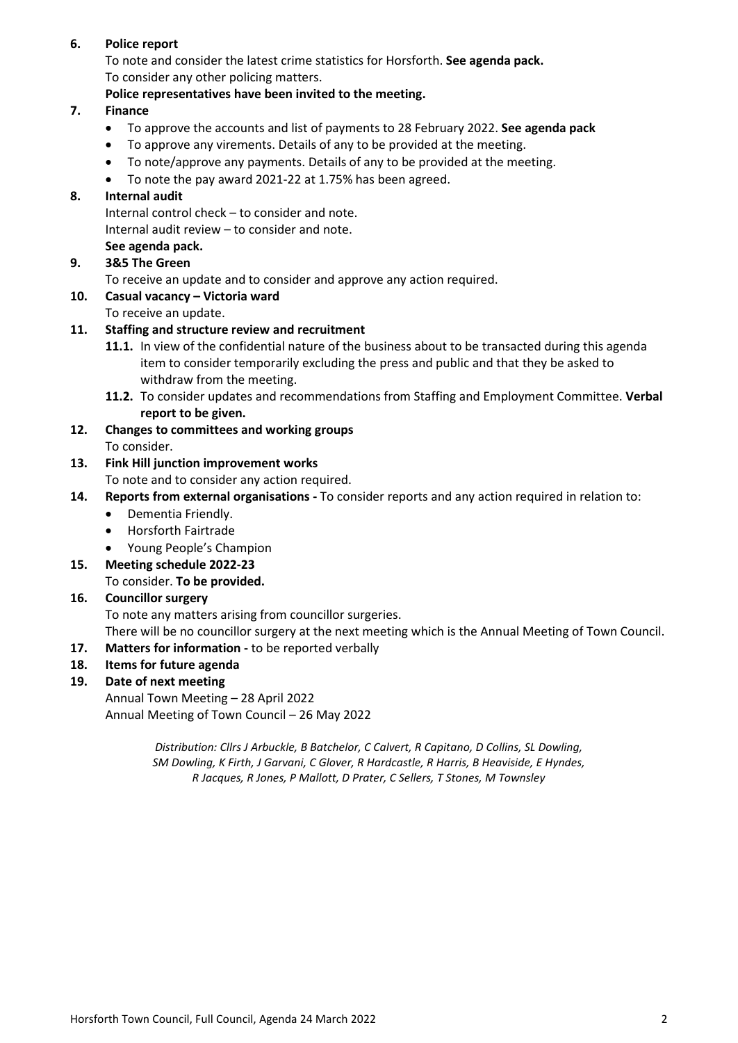**6. Police report**

To note and consider the latest crime statistics for Horsforth. **See agenda pack.**
To consider any other policing matters.
**Police representatives have been invited to the meeting.**

**7. Finance**

- To approve the accounts and list of payments to 28 February 2022. **See agenda pack**
- To approve any virements. Details of any to be provided at the meeting.
- To note/approve any payments. Details of any to be provided at the meeting.
- To note the pay award 2021-22 at 1.75% has been agreed.

**8. Internal audit**

Internal control check – to consider and note.
Internal audit review – to consider and note.
**See agenda pack.**

**9. 3&5 The Green**

To receive an update and to consider and approve any action required.

**10. Casual vacancy – Victoria ward**

To receive an update.

**11. Staffing and structure review and recruitment**

**11.1.** In view of the confidential nature of the business about to be transacted during this agenda item to consider temporarily excluding the press and public and that they be asked to withdraw from the meeting.

**11.2.** To consider updates and recommendations from Staffing and Employment Committee. **Verbal report to be given.**

**12. Changes to committees and working groups**

To consider.

**13. Fink Hill junction improvement works**

To note and to consider any action required.

**14. Reports from external organisations -** To consider reports and any action required in relation to:

- Dementia Friendly.
- Horsforth Fairtrade
- Young People's Champion

**15. Meeting schedule 2022-23**

To consider. **To be provided.**

**16. Councillor surgery**

To note any matters arising from councillor surgeries.
There will be no councillor surgery at the next meeting which is the Annual Meeting of Town Council.

**17. Matters for information -** to be reported verbally

**18. Items for future agenda**

**19. Date of next meeting**

Annual Town Meeting – 28 April 2022
Annual Meeting of Town Council – 26 May 2022

*Distribution: Cllrs J Arbuckle, B Batchelor, C Calvert, R Capitano, D Collins, SL Dowling, SM Dowling, K Firth, J Garvani, C Glover, R Hardcastle, R Harris, B Heaviside, E Hyndes, R Jacques, R Jones, P Mallott, D Prater, C Sellers, T Stones, M Townsley*